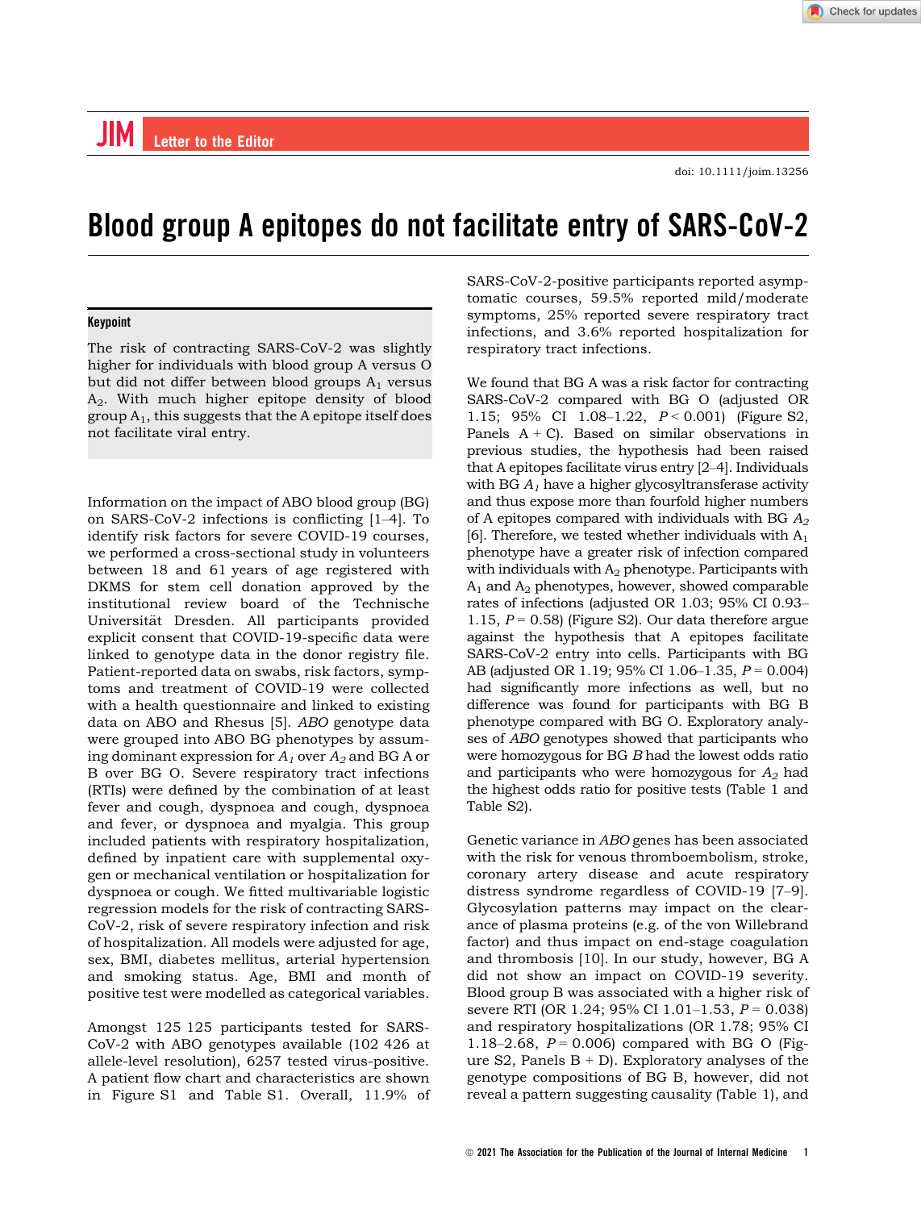Letter to the Editor

doi: 10.1111/joim.13256

# Blood group A epitopes do not facilitate entry of SARS-CoV-2

### Keypoint

The risk of contracting SARS-CoV-2 was slightly higher for individuals with blood group A versus O but did not differ between blood groups $A_1$ versus $A_2$. With much higher epitope density of blood group $A_1$, this suggests that the A epitope itself does not facilitate viral entry.

Information on the impact of ABO blood group (BG) on SARS-CoV-2 infections is conflicting [1–4]. To identify risk factors for severe COVID-19 courses, we performed a cross-sectional study in volunteers between 18 and 61 years of age registered with DKMS for stem cell donation approved by the institutional review board of the Technische Universität Dresden. All participants provided explicit consent that COVID-19-specific data were linked to genotype data in the donor registry file. Patient-reported data on swabs, risk factors, symptoms and treatment of COVID-19 were collected with a health questionnaire and linked to existing data on ABO and Rhesus [5]. *ABO* genotype data were grouped into ABO BG phenotypes by assuming dominant expression for $A_1$ over $A_2$ and BG A or B over BG O. Severe respiratory tract infections (RTIs) were defined by the combination of at least fever and cough, dyspnoea and cough, dyspnoea and fever, or dyspnoea and myalgia. This group included patients with respiratory hospitalization, defined by inpatient care with supplemental oxygen or mechanical ventilation or hospitalization for dyspnoea or cough. We fitted multivariable logistic regression models for the risk of contracting SARS-CoV-2, risk of severe respiratory infection and risk of hospitalization. All models were adjusted for age, sex, BMI, diabetes mellitus, arterial hypertension and smoking status. Age, BMI and month of positive test were modelled as categorical variables.

Amongst 125 125 participants tested for SARS-CoV-2 with ABO genotypes available (102 426 at allele-level resolution), 6257 tested virus-positive. A patient flow chart and characteristics are shown in Figure S1 and Table S1. Overall, 11.9% of SARS-CoV-2-positive participants reported asymptomatic courses, 59.5% reported mild/moderate symptoms, 25% reported severe respiratory tract infections, and 3.6% reported hospitalization for respiratory tract infections.

We found that BG A was a risk factor for contracting SARS-CoV-2 compared with BG O (adjusted OR 1.15; 95% CI 1.08–1.22, $P < 0.001$) (Figure S2, Panels A + C). Based on similar observations in previous studies, the hypothesis had been raised that A epitopes facilitate virus entry [2–4]. Individuals with BG $A_1$ have a higher glycosyltransferase activity and thus expose more than fourfold higher numbers of A epitopes compared with individuals with BG $A_2$ [6]. Therefore, we tested whether individuals with $A_1$ phenotype have a greater risk of infection compared with individuals with $A_2$ phenotype. Participants with $A_1$ and $A_2$ phenotypes, however, showed comparable rates of infections (adjusted OR 1.03; 95% CI 0.93–1.15, $P = 0.58$) (Figure S2). Our data therefore argue against the hypothesis that A epitopes facilitate SARS-CoV-2 entry into cells. Participants with BG AB (adjusted OR 1.19; 95% CI 1.06–1.35, $P = 0.004$) had significantly more infections as well, but no difference was found for participants with BG B phenotype compared with BG O. Exploratory analyses of *ABO* genotypes showed that participants who were homozygous for BG *B* had the lowest odds ratio and participants who were homozygous for $A_2$ had the highest odds ratio for positive tests (Table 1 and Table S2).

Genetic variance in *ABO* genes has been associated with the risk for venous thromboembolism, stroke, coronary artery disease and acute respiratory distress syndrome regardless of COVID-19 [7–9]. Glycosylation patterns may impact on the clearance of plasma proteins (e.g. of the von Willebrand factor) and thus impact on end-stage coagulation and thrombosis [10]. In our study, however, BG A did not show an impact on COVID-19 severity. Blood group B was associated with a higher risk of severe RTI (OR 1.24; 95% CI 1.01–1.53, $P = 0.038$) and respiratory hospitalizations (OR 1.78; 95% CI 1.18–2.68, $P = 0.006$) compared with BG O (Figure S2, Panels B + D). Exploratory analyses of the genotype compositions of BG B, however, did not reveal a pattern suggesting causality (Table 1), and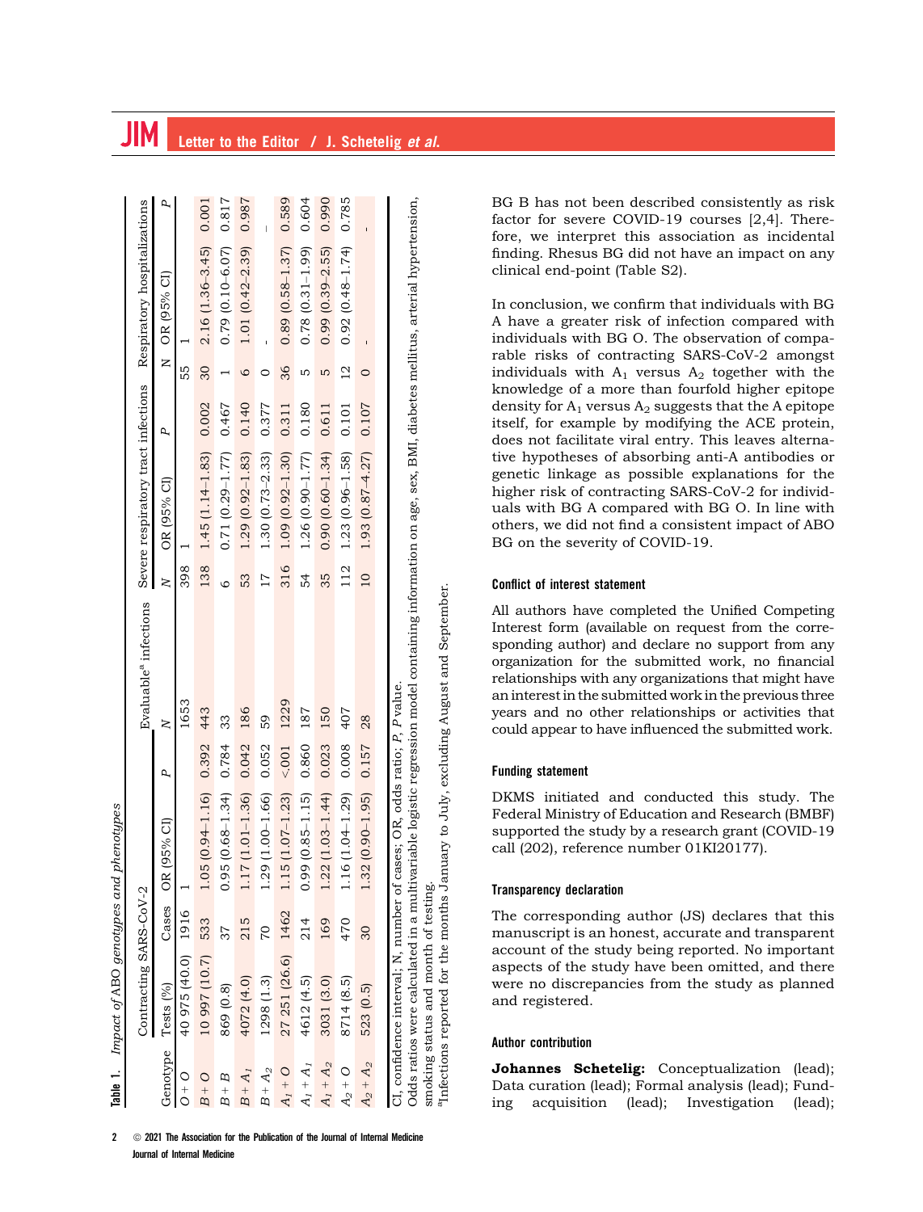**Table 1.** *Impact of ABO genotypes and phenotypes*

| Genotype | Contracting SARS-CoV-2 | | | | Evaluable[a] infections | Severe respiratory tract infections | | | Respiratory hospitalizations | | |
|---|---|---|---|---|---|---|---|---|---|---|---|
| | Tests (%) | Cases | OR (95% CI) | P | N | N | OR (95% CI) | P | N | OR (95% CI) | P |
| *O + O* | 40 975 (40.0) | 1916 | 1 | | 1653 | 398 | 1 | | 55 | 1 | |
| *B + O* | 10 997 (10.7) | 533 | 1.05 (0.94–1.16) | 0.392 | 443 | 138 | 1.45 (1.14–1.83) | 0.002 | 30 | 2.16 (1.36–3.45) | 0.001 |
| *B + B* | 869 (0.8) | 37 | 0.95 (0.68–1.34) | 0.784 | 33 | 6 | 0.71 (0.29–1.77) | 0.467 | 1 | 0.79 (0.10–6.07) | 0.817 |
| *B + A$_1$* | 4072 (4.0) | 215 | 1.17 (1.01–1.36) | 0.042 | 186 | 53 | 1.29 (0.92–1.83) | 0.140 | 6 | 1.01 (0.42–2.39) | 0.987 |
| *B + A$_2$* | 1298 (1.3) | 70 | 1.29 (1.00–1.66) | 0.052 | 59 | 17 | 1.30 (0.73–2.33) | 0.377 | 0 | - | - |
| *A$_1$ + O* | 27 251 (26.6) | 1462 | 1.15 (1.07–1.23) | <.001 | 1229 | 316 | 1.09 (0.92–1.30) | 0.311 | 36 | 0.89 (0.58–1.37) | 0.589 |
| *A$_1$ + A$_1$* | 4612 (4.5) | 214 | 0.99 (0.85–1.15) | 0.860 | 187 | 54 | 1.26 (0.90–1.77) | 0.180 | 5 | 0.78 (0.31–1.99) | 0.604 |
| *A$_1$ + A$_2$* | 3031 (3.0) | 169 | 1.22 (1.03–1.44) | 0.023 | 150 | 35 | 0.90 (0.60–1.34) | 0.611 | 5 | 0.99 (0.39–2.55) | 0.990 |
| *A$_2$ + O* | 8714 (8.5) | 470 | 1.16 (1.04–1.29) | 0.008 | 407 | 112 | 1.23 (0.96–1.58) | 0.101 | 12 | 0.92 (0.48–1.74) | 0.785 |
| *A$_2$ + A$_2$* | 523 (0.5) | 30 | 1.32 (0.90–1.95) | 0.157 | 28 | 10 | 1.93 (0.87–4.27) | 0.107 | 0 | - | - |

CI, confidence interval; N, number of cases; OR, odds ratio; P, P value.
Odds ratios were calculated in a multivariable logistic regression model containing information on age, sex, BMI, diabetes mellitus, arterial hypertension, smoking status and month of testing.
[a]Infections reported for the months January to July, excluding August and September.

BG B has not been described consistently as risk factor for severe COVID-19 courses [2,4]. Therefore, we interpret this association as incidental finding. Rhesus BG did not have an impact on any clinical end-point (Table S2).

In conclusion, we confirm that individuals with BG A have a greater risk of infection compared with individuals with BG O. The observation of comparable risks of contracting SARS-CoV-2 amongst individuals with $A_1$ versus $A_2$ together with the knowledge of a more than fourfold higher epitope density for $A_1$ versus $A_2$ suggests that the A epitope itself, for example by modifying the ACE protein, does not facilitate viral entry. This leaves alternative hypotheses of absorbing anti-A antibodies or genetic linkage as possible explanations for the higher risk of contracting SARS-CoV-2 for individuals with BG A compared with BG O. In line with others, we did not find a consistent impact of ABO BG on the severity of COVID-19.

## Conflict of interest statement

All authors have completed the Unified Competing Interest form (available on request from the corresponding author) and declare no support from any organization for the submitted work, no financial relationships with any organizations that might have an interest in the submitted work in the previous three years and no other relationships or activities that could appear to have influenced the submitted work.

## Funding statement

DKMS initiated and conducted this study. The Federal Ministry of Education and Research (BMBF) supported the study by a research grant (COVID-19 call (202), reference number 01KI20177).

## Transparency declaration

The corresponding author (JS) declares that this manuscript is an honest, accurate and transparent account of the study being reported. No important aspects of the study have been omitted, and there were no discrepancies from the study as planned and registered.

## Author contribution

**Johannes Schetelig:** Conceptualization (lead); Data curation (lead); Formal analysis (lead); Funding acquisition (lead); Investigation (lead);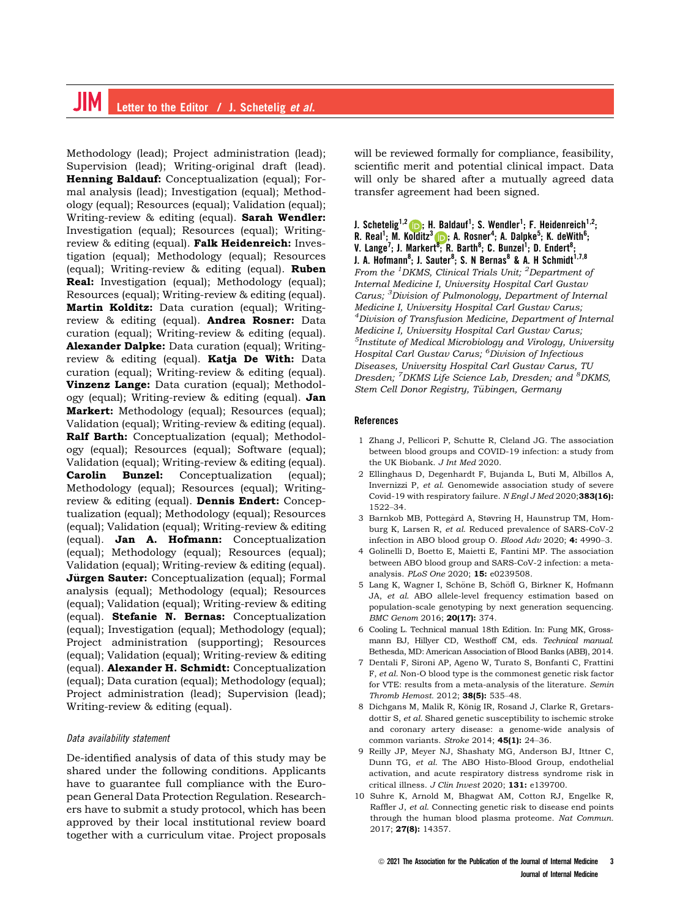Methodology (lead); Project administration (lead); Supervision (lead); Writing-original draft (lead). **Henning Baldauf:** Conceptualization (equal); Formal analysis (lead); Investigation (equal); Methodology (equal); Resources (equal); Validation (equal); Writing-review & editing (equal). **Sarah Wendler:** Investigation (equal); Resources (equal); Writing-review & editing (equal). **Falk Heidenreich:** Investigation (equal); Methodology (equal); Resources (equal); Writing-review & editing (equal). **Ruben Real:** Investigation (equal); Methodology (equal); Resources (equal); Writing-review & editing (equal). **Martin Kolditz:** Data curation (equal); Writing-review & editing (equal). **Andrea Rosner:** Data curation (equal); Writing-review & editing (equal). **Alexander Dalpke:** Data curation (equal); Writing-review & editing (equal). **Katja De With:** Data curation (equal); Writing-review & editing (equal). **Vinzenz Lange:** Data curation (equal); Methodology (equal); Writing-review & editing (equal). **Jan Markert:** Methodology (equal); Resources (equal); Validation (equal); Writing-review & editing (equal). **Ralf Barth:** Conceptualization (equal); Methodology (equal); Resources (equal); Software (equal); Validation (equal); Writing-review & editing (equal). **Carolin Bunzel:** Conceptualization (equal); Methodology (equal); Resources (equal); Writing-review & editing (equal). **Dennis Endert:** Conceptualization (equal); Methodology (equal); Resources (equal); Validation (equal); Writing-review & editing (equal). **Jan A. Hofmann:** Conceptualization (equal); Methodology (equal); Resources (equal); Validation (equal); Writing-review & editing (equal). **Jürgen Sauter:** Conceptualization (equal); Formal analysis (equal); Methodology (equal); Resources (equal); Validation (equal); Writing-review & editing (equal). **Stefanie N. Bernas:** Conceptualization (equal); Investigation (equal); Methodology (equal); Project administration (supporting); Resources (equal); Validation (equal); Writing-review & editing (equal). **Alexander H. Schmidt:** Conceptualization (equal); Data curation (equal); Methodology (equal); Project administration (lead); Supervision (lead); Writing-review & editing (equal).

### Data availability statement

De-identified analysis of data of this study may be shared under the following conditions. Applicants have to guarantee full compliance with the European General Data Protection Regulation. Researchers have to submit a study protocol, which has been approved by their local institutional review board together with a curriculum vitae. Project proposals will be reviewed formally for compliance, feasibility, scientific merit and potential clinical impact. Data will only be shared after a mutually agreed data transfer agreement had been signed.

**J. Schetelig[1,2]; H. Baldauf[1]; S. Wendler[1]; F. Heidenreich[1,2]; R. Real[1]; M. Kolditz[3]; A. Rosner[4]; A. Dalpke[5]; K. deWith[6]; V. Lange[7]; J. Markert[8]; R. Barth[8]; C. Bunzel[1]; D. Endert[8]; J. A. Hofmann[8]; J. Sauter[8]; S. N Bernas[8] & A. H Schmidt[1,7,8]**

*From the [1]DKMS, Clinical Trials Unit; [2]Department of Internal Medicine I, University Hospital Carl Gustav Carus; [3]Division of Pulmonology, Department of Internal Medicine I, University Hospital Carl Gustav Carus; [4]Division of Transfusion Medicine, Department of Internal Medicine I, University Hospital Carl Gustav Carus; [5]Institute of Medical Microbiology and Virology, University Hospital Carl Gustav Carus; [6]Division of Infectious Diseases, University Hospital Carl Gustav Carus, TU Dresden; [7]DKMS Life Science Lab, Dresden; and [8]DKMS, Stem Cell Donor Registry, Tübingen, Germany*

## References

1. Zhang J, Pellicori P, Schutte R, Cleland JG. The association between blood groups and COVID-19 infection: a study from the UK Biobank. *J Int Med* 2020.
2. Ellinghaus D, Degenhardt F, Bujanda L, Buti M, Albillos A, Invernizzi P, *et al.* Genomewide association study of severe Covid-19 with respiratory failure. *N Engl J Med* 2020;**383(16):** 1522–34.
3. Barnkob MB, Pottegård A, Støvring H, Haunstrup TM, Homburg K, Larsen R, *et al.* Reduced prevalence of SARS-CoV-2 infection in ABO blood group O. *Blood Adv* 2020; **4:** 4990–3.
4. Golinelli D, Boetto E, Maietti E, Fantini MP. The association between ABO blood group and SARS-CoV-2 infection: a meta-analysis. *PLoS One* 2020; **15:** e0239508.
5. Lang K, Wagner I, Schöne B, Schöfl G, Birkner K, Hofmann JA, *et al.* ABO allele-level frequency estimation based on population-scale genotyping by next generation sequencing. *BMC Genom* 2016; **20(17):** 374.
6. Cooling L. Technical manual 18th Edition. In: Fung MK, Grossmann BJ, Hillyer CD, Westhoff CM, eds. *Technical manual*. Bethesda, MD: American Association of Blood Banks (ABB), 2014.
7. Dentali F, Sironi AP, Ageno W, Turato S, Bonfanti C, Frattini F, *et al.* Non-O blood type is the commonest genetic risk factor for VTE: results from a meta-analysis of the literature. *Semin Thromb Hemost.* 2012; **38(5):** 535–48.
8. Dichgans M, Malik R, König IR, Rosand J, Clarke R, Gretarsdottir S, *et al.* Shared genetic susceptibility to ischemic stroke and coronary artery disease: a genome-wide analysis of common variants. *Stroke* 2014; **45(1):** 24–36.
9. Reilly JP, Meyer NJ, Shashaty MG, Anderson BJ, Ittner C, Dunn TG, *et al.* The ABO Histo-Blood Group, endothelial activation, and acute respiratory distress syndrome risk in critical illness. *J Clin Invest* 2020; **131:** e139700.
10. Suhre K, Arnold M, Bhagwat AM, Cotton RJ, Engelke R, Raffler J, *et al.* Connecting genetic risk to disease end points through the human blood plasma proteome. *Nat Commun.* 2017; **27(8):** 14357.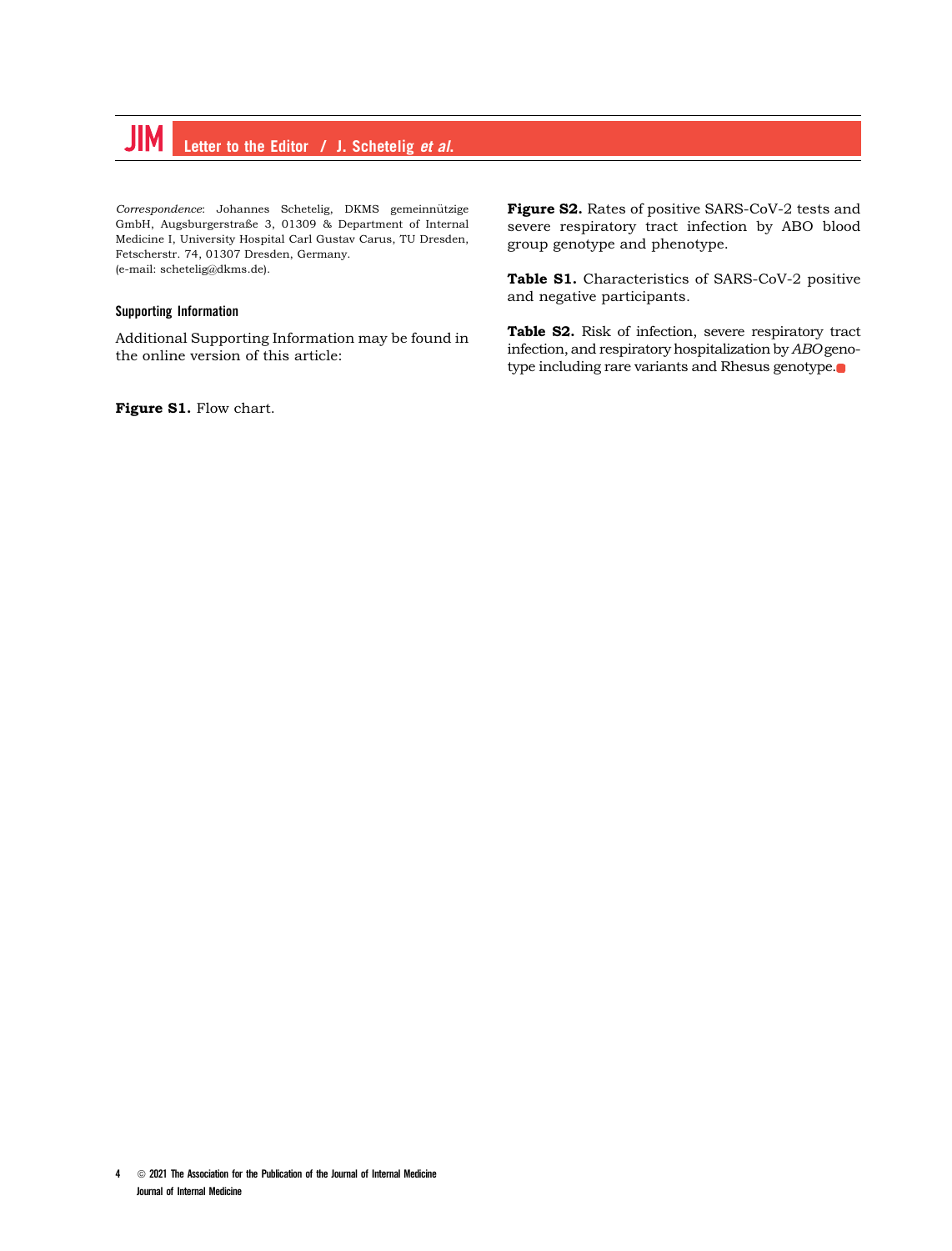*Correspondence*: Johannes Schetelig, DKMS gemeinnützige GmbH, Augsburgerstraße 3, 01309 & Department of Internal Medicine I, University Hospital Carl Gustav Carus, TU Dresden, Fetscherstr. 74, 01307 Dresden, Germany. (e-mail: schetelig@dkms.de).

### Supporting Information

Additional Supporting Information may be found in the online version of this article:

**Figure S1.** Flow chart.

**Figure S2.** Rates of positive SARS-CoV-2 tests and severe respiratory tract infection by ABO blood group genotype and phenotype.

**Table S1.** Characteristics of SARS-CoV-2 positive and negative participants.

**Table S2.** Risk of infection, severe respiratory tract infection, and respiratory hospitalization by *ABO* genotype including rare variants and Rhesus genotype.